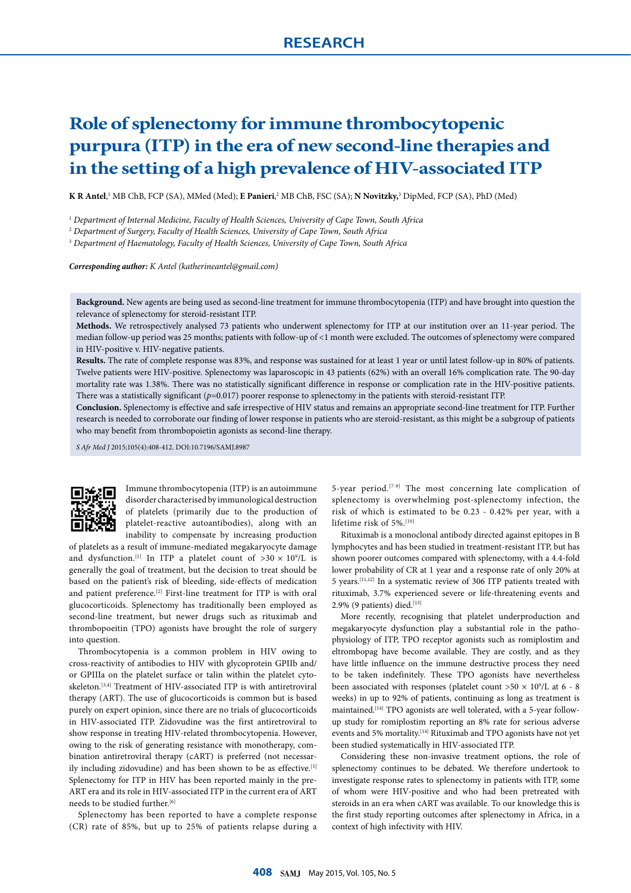RESEARCH

# Role of splenectomy for immune thrombocytopenic purpura (ITP) in the era of new second-line therapies and in the setting of a high prevalence of HIV-associated ITP

**K R Antel**,[1] MB ChB, FCP (SA), MMed (Med); **E Panieri**,[2] MB ChB, FSC (SA); **N Novitzky**,[3] DipMed, FCP (SA), PhD (Med)

[1] *Department of Internal Medicine, Faculty of Health Sciences, University of Cape Town, South Africa*
[2] *Department of Surgery, Faculty of Health Sciences, University of Cape Town, South Africa*
[3] *Department of Haematology, Faculty of Health Sciences, University of Cape Town, South Africa*

***Corresponding author:*** *K Antel (katherineantel@gmail.com)*

**Background.** New agents are being used as second-line treatment for immune thrombocytopenia (ITP) and have brought into question the relevance of splenectomy for steroid-resistant ITP.

**Methods.** We retrospectively analysed 73 patients who underwent splenectomy for ITP at our institution over an 11-year period. The median follow-up period was 25 months; patients with follow-up of <1 month were excluded. The outcomes of splenectomy were compared in HIV-positive v. HIV-negative patients.

**Results.** The rate of complete response was 83%, and response was sustained for at least 1 year or until latest follow-up in 80% of patients. Twelve patients were HIV-positive. Splenectomy was laparoscopic in 43 patients (62%) with an overall 16% complication rate. The 90-day mortality rate was 1.38%. There was no statistically significant difference in response or complication rate in the HIV-positive patients. There was a statistically significant ($p$=0.017) poorer response to splenectomy in the patients with steroid-resistant ITP.

**Conclusion.** Splenectomy is effective and safe irrespective of HIV status and remains an appropriate second-line treatment for ITP. Further research is needed to corroborate our finding of lower response in patients who are steroid-resistant, as this might be a subgroup of patients who may benefit from thrombopoietin agonists as second-line therapy.

*S Afr Med J* 2015;105(4):408-412. DOI:10.7196/SAMJ.8987

Immune thrombocytopenia (ITP) is an autoimmune disorder characterised by immunological destruction of platelets (primarily due to the production of platelet-reactive autoantibodies), along with an inability to compensate by increasing production of platelets as a result of immune-mediated megakaryocyte damage and dysfunction.[1] In ITP a platelet count of $>30 \times 10^9$/L is generally the goal of treatment, but the decision to treat should be based on the patient's risk of bleeding, side-effects of medication and patient preference.[2] First-line treatment for ITP is with oral glucocorticoids. Splenectomy has traditionally been employed as second-line treatment, but newer drugs such as rituximab and thrombopoeitin (TPO) agonists have brought the role of surgery into question.

Thrombocytopenia is a common problem in HIV owing to cross-reactivity of antibodies to HIV with glycoprotein GPIIb and/or GPIIIa on the platelet surface or talin within the platelet cytoskeleton.[3,4] Treatment of HIV-associated ITP is with antiretroviral therapy (ART). The use of glucocorticoids is common but is based purely on expert opinion, since there are no trials of glucocorticoids in HIV-associated ITP. Zidovudine was the first antiretroviral to show response in treating HIV-related thrombocytopenia. However, owing to the risk of generating resistance with monotherapy, combination antiretroviral therapy (cART) is preferred (not necessarily including zidovudine) and has been shown to be as effective.[5] Splenectomy for ITP in HIV has been reported mainly in the pre-ART era and its role in HIV-associated ITP in the current era of ART needs to be studied further.[6]

Splenectomy has been reported to have a complete response (CR) rate of 85%, but up to 25% of patients relapse during a 5-year period.[7-9] The most concerning late complication of splenectomy is overwhelming post-splenectomy infection, the risk of which is estimated to be 0.23 - 0.42% per year, with a lifetime risk of 5%.[10]

Rituximab is a monoclonal antibody directed against epitopes in B lymphocytes and has been studied in treatment-resistant ITP, but has shown poorer outcomes compared with splenectomy, with a 4.4-fold lower probability of CR at 1 year and a response rate of only 20% at 5 years.[11,12] In a systematic review of 306 ITP patients treated with rituximab, 3.7% experienced severe or life-threatening events and 2.9% (9 patients) died.[13]

More recently, recognising that platelet underproduction and megakaryocyte dysfunction play a substantial role in the pathophysiology of ITP, TPO receptor agonists such as romiplostim and eltrombopag have become available. They are costly, and as they have little influence on the immune destructive process they need to be taken indefinitely. These TPO agonists have nevertheless been associated with responses (platelet count $>50 \times 10^9$/L at 6 - 8 weeks) in up to 92% of patients, continuing as long as treatment is maintained.[14] TPO agonists are well tolerated, with a 5-year follow-up study for romiplostim reporting an 8% rate for serious adverse events and 5% mortality.[14] Rituximab and TPO agonists have not yet been studied systematically in HIV-associated ITP.

Considering these non-invasive treatment options, the role of splenectomy continues to be debated. We therefore undertook to investigate response rates to splenectomy in patients with ITP, some of whom were HIV-positive and who had been pretreated with steroids in an era when cART was available. To our knowledge this is the first study reporting outcomes after splenectomy in Africa, in a context of high infectivity with HIV.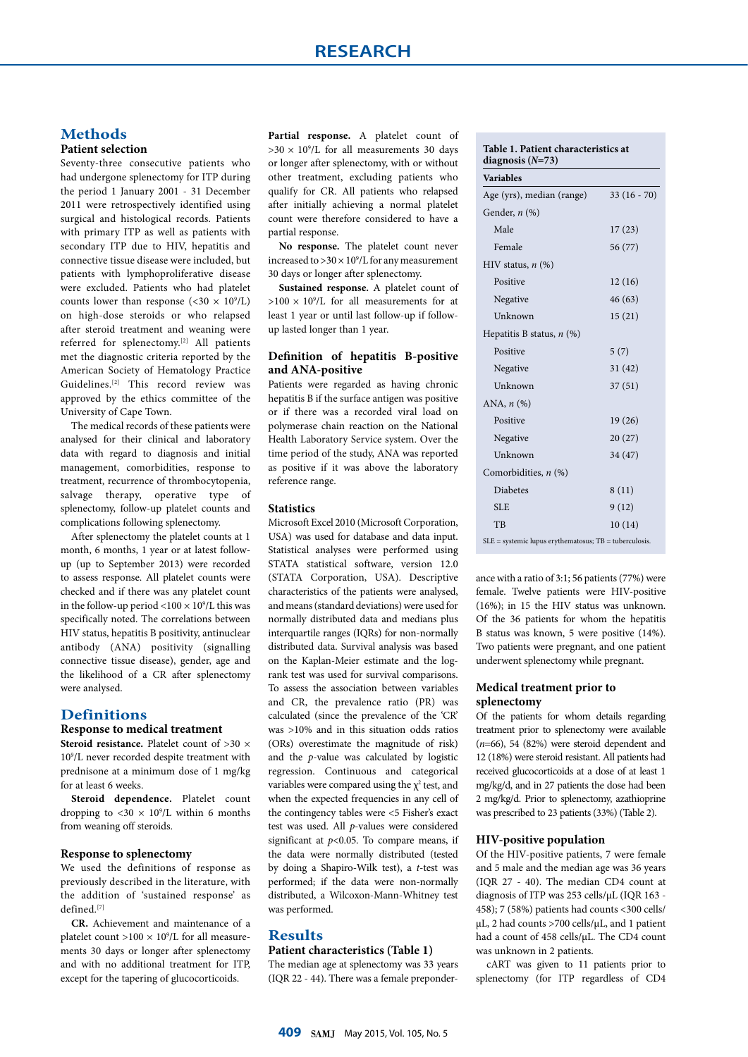## Methods

### Patient selection

Seventy-three consecutive patients who had undergone splenectomy for ITP during the period 1 January 2001 - 31 December 2011 were retrospectively identified using surgical and histological records. Patients with primary ITP as well as patients with secondary ITP due to HIV, hepatitis and connective tissue disease were included, but patients with lymphoproliferative disease were excluded. Patients who had platelet counts lower than response (<30 × $10^9$/L) on high-dose steroids or who relapsed after steroid treatment and weaning were referred for splenectomy.[2] All patients met the diagnostic criteria reported by the American Society of Hematology Practice Guidelines.[2] This record review was approved by the ethics committee of the University of Cape Town.

The medical records of these patients were analysed for their clinical and laboratory data with regard to diagnosis and initial management, comorbidities, response to treatment, recurrence of thrombocytopenia, salvage therapy, operative type of splenectomy, follow-up platelet counts and complications following splenectomy.

After splenectomy the platelet counts at 1 month, 6 months, 1 year or at latest follow-up (up to September 2013) were recorded to assess response. All platelet counts were checked and if there was any platelet count in the follow-up period <100 × $10^9$/L this was specifically noted. The correlations between HIV status, hepatitis B positivity, antinuclear antibody (ANA) positivity (signalling connective tissue disease), gender, age and the likelihood of a CR after splenectomy were analysed.

## Definitions

### Response to medical treatment

**Steroid resistance.** Platelet count of >30 × $10^9$/L never recorded despite treatment with prednisone at a minimum dose of 1 mg/kg for at least 6 weeks.

**Steroid dependence.** Platelet count dropping to <30 × $10^9$/L within 6 months from weaning off steroids.

### Response to splenectomy

We used the definitions of response as previously described in the literature, with the addition of 'sustained response' as defined.[7]

**CR.** Achievement and maintenance of a platelet count >100 × $10^9$/L for all measurements 30 days or longer after splenectomy and with no additional treatment for ITP, except for the tapering of glucocorticoids.

**Partial response.** A platelet count of >30 × $10^9$/L for all measurements 30 days or longer after splenectomy, with or without other treatment, excluding patients who qualify for CR. All patients who relapsed after initially achieving a normal platelet count were therefore considered to have a partial response.

**No response.** The platelet count never increased to >30 × $10^9$/L for any measurement 30 days or longer after splenectomy.

**Sustained response.** A platelet count of >100 × $10^9$/L for all measurements for at least 1 year or until last follow-up if follow-up lasted longer than 1 year.

### Definition of hepatitis B-positive and ANA-positive

Patients were regarded as having chronic hepatitis B if the surface antigen was positive or if there was a recorded viral load on polymerase chain reaction on the National Health Laboratory Service system. Over the time period of the study, ANA was reported as positive if it was above the laboratory reference range.

### Statistics

Microsoft Excel 2010 (Microsoft Corporation, USA) was used for database and data input. Statistical analyses were performed using STATA statistical software, version 12.0 (STATA Corporation, USA). Descriptive characteristics of the patients were analysed, and means (standard deviations) were used for normally distributed data and medians plus interquartile ranges (IQRs) for non-normally distributed data. Survival analysis was based on the Kaplan-Meier estimate and the log-rank test was used for survival comparisons. To assess the association between variables and CR, the prevalence ratio (PR) was calculated (since the prevalence of the 'CR' was >10% and in this situation odds ratios (ORs) overestimate the magnitude of risk) and the *p*-value was calculated by logistic regression. Continuous and categorical variables were compared using the $\chi^2$ test, and when the expected frequencies in any cell of the contingency tables were <5 Fisher's exact test was used. All *p*-values were considered significant at $p<0.05$. To compare means, if the data were normally distributed (tested by doing a Shapiro-Wilk test), a *t*-test was performed; if the data were non-normally distributed, a Wilcoxon-Mann-Whitney test was performed.

## Results

### Patient characteristics (Table 1)

**Table 1. Patient characteristics at diagnosis (*N*=73)**

| Variables | |
|---|---|
| Age (yrs), median (range) | 33 (16 - 70) |
| Gender, *n* (%) | |
| Male | 17 (23) |
| Female | 56 (77) |
| HIV status, *n* (%) | |
| Positive | 12 (16) |
| Negative | 46 (63) |
| Unknown | 15 (21) |
| Hepatitis B status, *n* (%) | |
| Positive | 5 (7) |
| Negative | 31 (42) |
| Unknown | 37 (51) |
| ANA, *n* (%) | |
| Positive | 19 (26) |
| Negative | 20 (27) |
| Unknown | 34 (47) |
| Comorbidities, *n* (%) | |
| Diabetes | 8 (11) |
| SLE | 9 (12) |
| TB | 10 (14) |

SLE = systemic lupus erythematosus; TB = tuberculosis.

The median age at splenectomy was 33 years (IQR 22 - 44). There was a female preponderance with a ratio of 3:1; 56 patients (77%) were female. Twelve patients were HIV-positive (16%); in 15 the HIV status was unknown. Of the 36 patients for whom the hepatitis B status was known, 5 were positive (14%). Two patients were pregnant, and one patient underwent splenectomy while pregnant.

### Medical treatment prior to splenectomy

Of the patients for whom details regarding treatment prior to splenectomy were available (*n*=66), 54 (82%) were steroid dependent and 12 (18%) were steroid resistant. All patients had received glucocorticoids at a dose of at least 1 mg/kg/d, and in 27 patients the dose had been 2 mg/kg/d. Prior to splenectomy, azathioprine was prescribed to 23 patients (33%) (Table 2).

### HIV-positive population

Of the HIV-positive patients, 7 were female and 5 male and the median age was 36 years (IQR 27 - 40). The median CD4 count at diagnosis of ITP was 253 cells/µL (IQR 163 - 458); 7 (58%) patients had counts <300 cells/µL, 2 had counts >700 cells/µL, and 1 patient had a count of 458 cells/µL. The CD4 count was unknown in 2 patients.

cART was given to 11 patients prior to splenectomy (for ITP regardless of CD4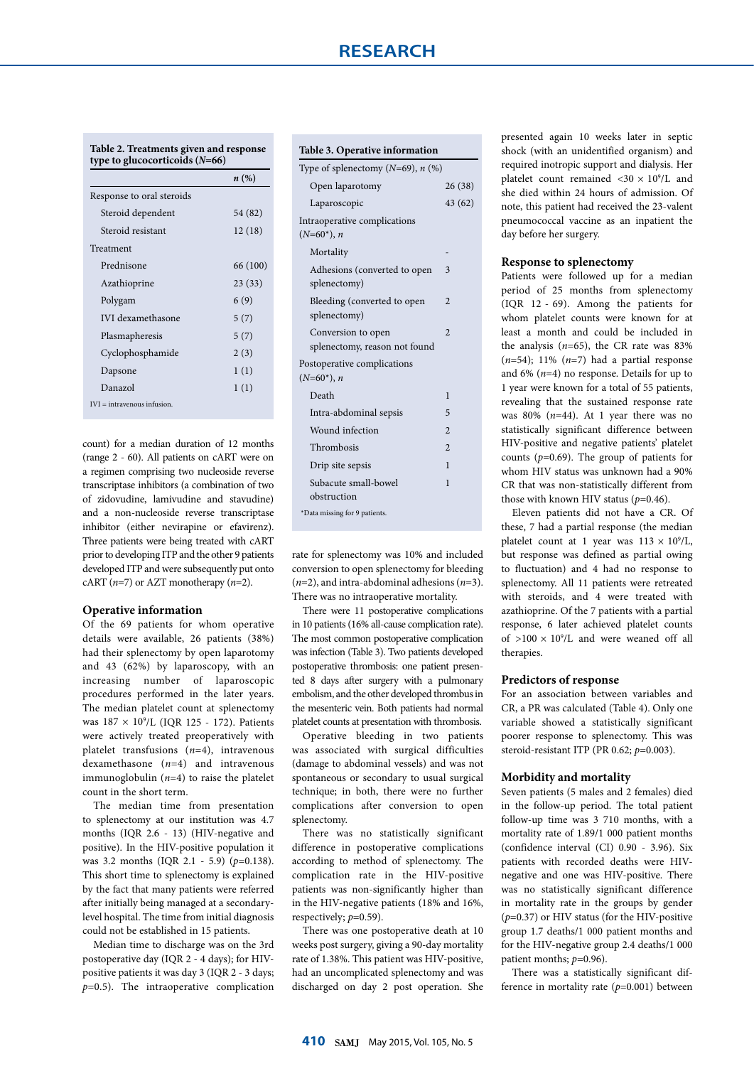**Table 2. Treatments given and response type to glucocorticoids (*N*=66)**

| | *n* (%) |
|---|---|
| Response to oral steroids | |
| Steroid dependent | 54 (82) |
| Steroid resistant | 12 (18) |
| Treatment | |
| Prednisone | 66 (100) |
| Azathioprine | 23 (33) |
| Polygam | 6 (9) |
| IVI dexamethasone | 5 (7) |
| Plasmapheresis | 5 (7) |
| Cyclophosphamide | 2 (3) |
| Dapsone | 1 (1) |
| Danazol | 1 (1) |

IVI = intravenous infusion.

count) for a median duration of 12 months (range 2 - 60). All patients on cART were on a regimen comprising two nucleoside reverse transcriptase inhibitors (a combination of two of zidovudine, lamivudine and stavudine) and a non-nucleoside reverse transcriptase inhibitor (either nevirapine or efavirenz). Three patients were being treated with cART prior to developing ITP and the other 9 patients developed ITP and were subsequently put onto cART (*n*=7) or AZT monotherapy (*n*=2).

### Operative information

Of the 69 patients for whom operative details were available, 26 patients (38%) had their splenectomy by open laparotomy and 43 (62%) by laparoscopy, with an increasing number of laparoscopic procedures performed in the later years. The median platelet count at splenectomy was 187 × $10^9$/L (IQR 125 - 172). Patients were actively treated preoperatively with platelet transfusions (*n*=4), intravenous dexamethasone (*n*=4) and intravenous immunoglobulin (*n*=4) to raise the platelet count in the short term.

The median time from presentation to splenectomy at our institution was 4.7 months (IQR 2.6 - 13) (HIV-negative and positive). In the HIV-positive population it was 3.2 months (IQR 2.1 - 5.9) (*p*=0.138). This short time to splenectomy is explained by the fact that many patients were referred after initially being managed at a secondary-level hospital. The time from initial diagnosis could not be established in 15 patients.

Median time to discharge was on the 3rd postoperative day (IQR 2 - 4 days); for HIV-positive patients it was day 3 (IQR 2 - 3 days; *p*=0.5). The intraoperative complication rate for splenectomy was 10% and included conversion to open splenectomy for bleeding (*n*=2), and intra-abdominal adhesions (*n*=3). There was no intraoperative mortality.

**Table 3. Operative information**

| | |
|---|---|
| Type of splenectomy (*N*=69), *n* (%) | |
| Open laparotomy | 26 (38) |
| Laparoscopic | 43 (62) |
| Intraoperative complications (*N*=60*), *n* | |
| Mortality | - |
| Adhesions (converted to open splenectomy) | 3 |
| Bleeding (converted to open splenectomy) | 2 |
| Conversion to open splenectomy, reason not found | 2 |
| Postoperative complications (*N*=60*), *n* | |
| Death | 1 |
| Intra-abdominal sepsis | 5 |
| Wound infection | 2 |
| Thrombosis | 2 |
| Drip site sepsis | 1 |
| Subacute small-bowel obstruction | 1 |

*Data missing for 9 patients.

There were 11 postoperative complications in 10 patients (16% all-cause complication rate). The most common postoperative complication was infection (Table 3). Two patients developed postoperative thrombosis: one patient presented 8 days after surgery with a pulmonary embolism, and the other developed thrombus in the mesenteric vein. Both patients had normal platelet counts at presentation with thrombosis.

Operative bleeding in two patients was associated with surgical difficulties (damage to abdominal vessels) and was not spontaneous or secondary to usual surgical technique; in both, there were no further complications after conversion to open splenectomy.

There was no statistically significant difference in postoperative complications according to method of splenectomy. The complication rate in the HIV-positive patients was non-significantly higher than in the HIV-negative patients (18% and 16%, respectively; *p*=0.59).

There was one postoperative death at 10 weeks post surgery, giving a 90-day mortality rate of 1.38%. This patient was HIV-positive, had an uncomplicated splenectomy and was discharged on day 2 post operation. She presented again 10 weeks later in septic shock (with an unidentified organism) and required inotropic support and dialysis. Her platelet count remained <30 × $10^9$/L and she died within 24 hours of admission. Of note, this patient had received the 23-valent pneumococcal vaccine as an inpatient the day before her surgery.

### Response to splenectomy

Patients were followed up for a median period of 25 months from splenectomy (IQR 12 - 69). Among the patients for whom platelet counts were known for at least a month and could be included in the analysis (*n*=65), the CR rate was 83% (*n*=54); 11% (*n*=7) had a partial response and 6% (*n*=4) no response. Details for up to 1 year were known for a total of 55 patients, revealing that the sustained response rate was 80% (*n*=44). At 1 year there was no statistically significant difference between HIV-positive and negative patients' platelet counts (*p*=0.69). The group of patients for whom HIV status was unknown had a 90% CR that was non-statistically different from those with known HIV status (*p*=0.46).

Eleven patients did not have a CR. Of these, 7 had a partial response (the median platelet count at 1 year was 113 × $10^9$/L, but response was defined as partial owing to fluctuation) and 4 had no response to splenectomy. All 11 patients were retreated with steroids, and 4 were treated with azathioprine. Of the 7 patients with a partial response, 6 later achieved platelet counts of >100 × $10^9$/L and were weaned off all therapies.

### Predictors of response

For an association between variables and CR, a PR was calculated (Table 4). Only one variable showed a statistically significant poorer response to splenectomy. This was steroid-resistant ITP (PR 0.62; *p*=0.003).

### Morbidity and mortality

Seven patients (5 males and 2 females) died in the follow-up period. The total patient follow-up time was 3 710 months, with a mortality rate of 1.89/1 000 patient months (confidence interval (CI) 0.90 - 3.96). Six patients with recorded deaths were HIV-negative and one was HIV-positive. There was no statistically significant difference in mortality rate in the groups by gender (*p*=0.37) or HIV status (for the HIV-positive group 1.7 deaths/1 000 patient months and for the HIV-negative group 2.4 deaths/1 000 patient months; *p*=0.96).

There was a statistically significant difference in mortality rate (*p*=0.001) between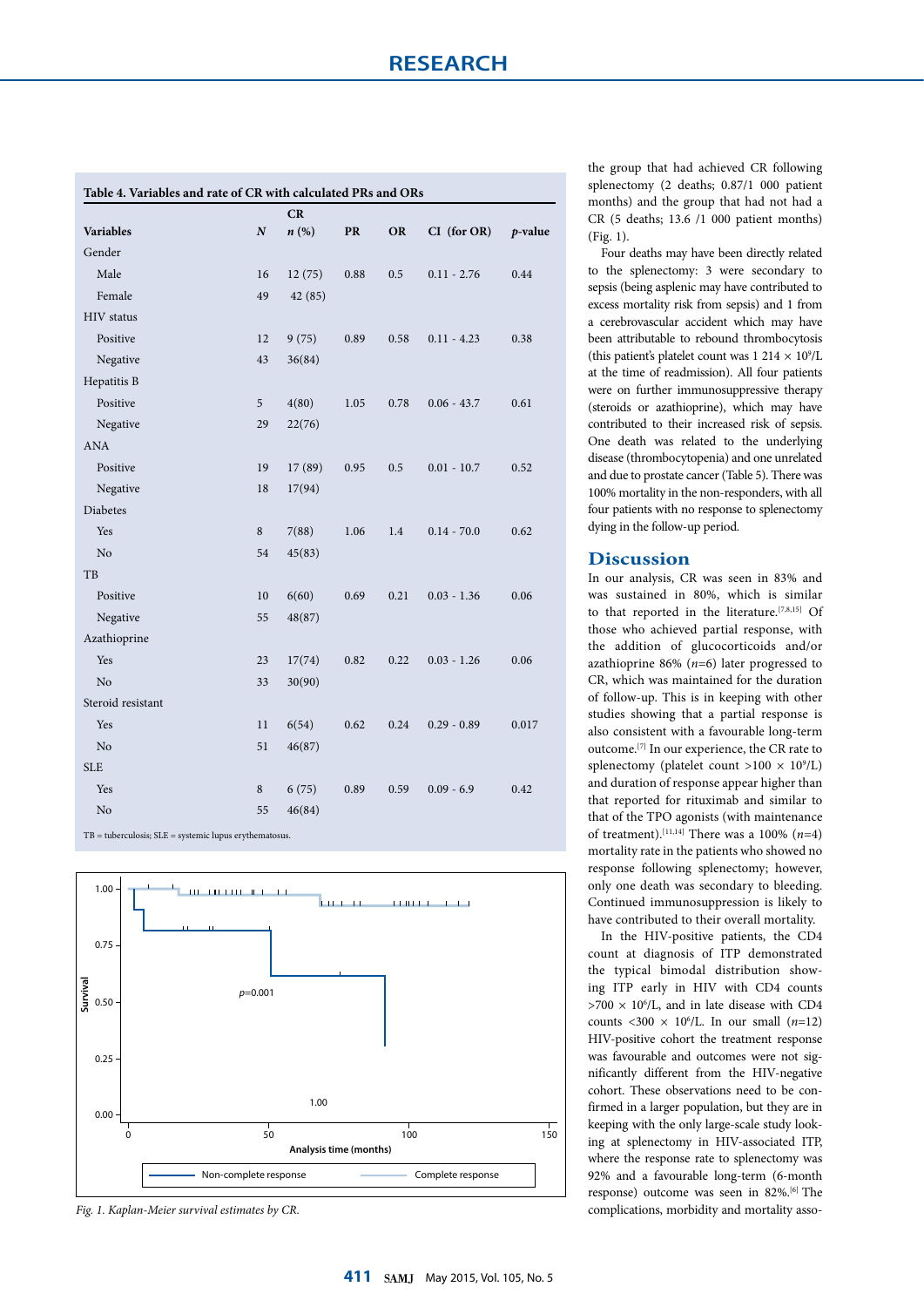**Table 4. Variables and rate of CR with calculated PRs and ORs**

| Variables | N | CR n (%) | PR | OR | CI (for OR) | p-value |
|---|---|---|---|---|---|---|
| Gender | | | | | | |
| Male | 16 | 12 (75) | 0.88 | 0.5 | 0.11 - 2.76 | 0.44 |
| Female | 49 | 42 (85) | | | | |
| HIV status | | | | | | |
| Positive | 12 | 9 (75) | 0.89 | 0.58 | 0.11 - 4.23 | 0.38 |
| Negative | 43 | 36(84) | | | | |
| Hepatitis B | | | | | | |
| Positive | 5 | 4(80) | 1.05 | 0.78 | 0.06 - 43.7 | 0.61 |
| Negative | 29 | 22(76) | | | | |
| ANA | | | | | | |
| Positive | 19 | 17 (89) | 0.95 | 0.5 | 0.01 - 10.7 | 0.52 |
| Negative | 18 | 17(94) | | | | |
| Diabetes | | | | | | |
| Yes | 8 | 7(88) | 1.06 | 1.4 | 0.14 - 70.0 | 0.62 |
| No | 54 | 45(83) | | | | |
| TB | | | | | | |
| Positive | 10 | 6(60) | 0.69 | 0.21 | 0.03 - 1.36 | 0.06 |
| Negative | 55 | 48(87) | | | | |
| Azathioprine | | | | | | |
| Yes | 23 | 17(74) | 0.82 | 0.22 | 0.03 - 1.26 | 0.06 |
| No | 33 | 30(90) | | | | |
| Steroid resistant | | | | | | |
| Yes | 11 | 6(54) | 0.62 | 0.24 | 0.29 - 0.89 | 0.017 |
| No | 51 | 46(87) | | | | |
| SLE | | | | | | |
| Yes | 8 | 6 (75) | 0.89 | 0.59 | 0.09 - 6.9 | 0.42 |
| No | 55 | 46(84) | | | | |

TB = tuberculosis; SLE = systemic lupus erythematosus.

*Fig. 1. Kaplan-Meier survival estimates by CR.*

the group that had achieved CR following splenectomy (2 deaths; 0.87/1 000 patient months) and the group that had not had a CR (5 deaths; 13.6 /1 000 patient months) (Fig. 1).

Four deaths may have been directly related to the splenectomy: 3 were secondary to sepsis (being asplenic may have contributed to excess mortality risk from sepsis) and 1 from a cerebrovascular accident which may have been attributable to rebound thrombocytosis (this patient's platelet count was 1 214 × $10^9$/L at the time of readmission). All four patients were on further immunosuppressive therapy (steroids or azathioprine), which may have contributed to their increased risk of sepsis. One death was related to the underlying disease (thrombocytopenia) and one unrelated and due to prostate cancer (Table 5). There was 100% mortality in the non-responders, with all four patients with no response to splenectomy dying in the follow-up period.

## Discussion

In our analysis, CR was seen in 83% and was sustained in 80%, which is similar to that reported in the literature.[7,8,15] Of those who achieved partial response, with the addition of glucocorticoids and/or azathioprine 86% ($n$=6) later progressed to CR, which was maintained for the duration of follow-up. This is in keeping with other studies showing that a partial response is also consistent with a favourable long-term outcome.[7] In our experience, the CR rate to splenectomy (platelet count >100 × $10^9$/L) and duration of response appear higher than that reported for rituximab and similar to that of the TPO agonists (with maintenance of treatment).[11,14] There was a 100% ($n$=4) mortality rate in the patients who showed no response following splenectomy; however, only one death was secondary to bleeding. Continued immunosuppression is likely to have contributed to their overall mortality.

In the HIV-positive patients, the CD4 count at diagnosis of ITP demonstrated the typical bimodal distribution showing ITP early in HIV with CD4 counts >700 × $10^6$/L, and in late disease with CD4 counts <300 × $10^6$/L. In our small ($n$=12) HIV-positive cohort the treatment response was favourable and outcomes were not significantly different from the HIV-negative cohort. These observations need to be confirmed in a larger population, but they are in keeping with the only large-scale study looking at splenectomy in HIV-associated ITP, where the response rate to splenectomy was 92% and a favourable long-term (6-month response) outcome was seen in 82%.[6] The complications, morbidity and mortality asso-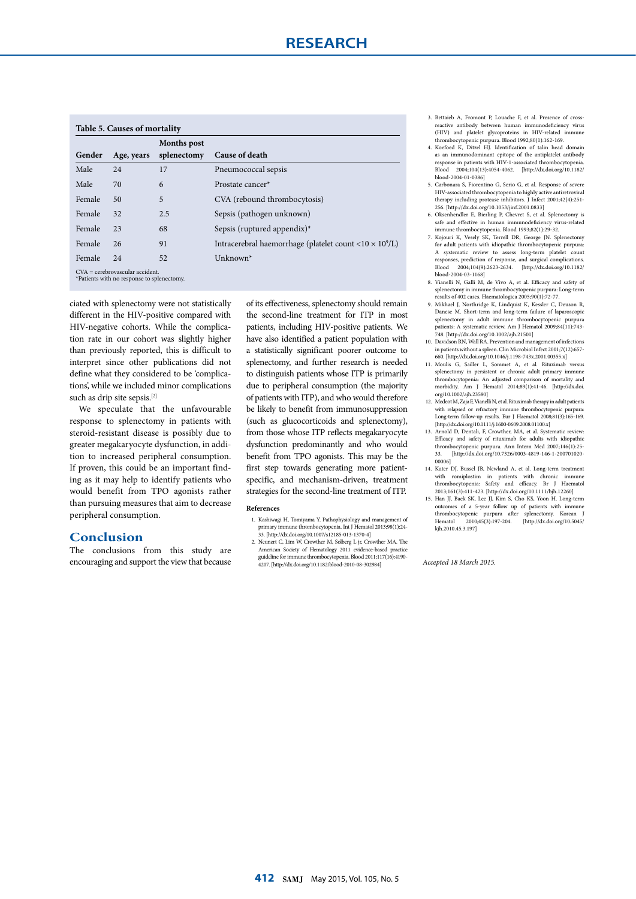**Table 5. Causes of mortality**

| Gender | Age, years | Months post splenectomy | Cause of death |
|---|---|---|---|
| Male | 24 | 17 | Pneumococcal sepsis |
| Male | 70 | 6 | Prostate cancer* |
| Female | 50 | 5 | CVA (rebound thrombocytosis) |
| Female | 32 | 2.5 | Sepsis (pathogen unknown) |
| Female | 23 | 68 | Sepsis (ruptured appendix)* |
| Female | 26 | 91 | Intracerebral haemorrhage (platelet count $<10 \times 10^9$/L) |
| Female | 24 | 52 | Unknown* |

CVA = cerebrovascular accident.
*Patients with no response to splenectomy.

ciated with splenectomy were not statistically different in the HIV-positive compared with HIV-negative cohorts. While the complication rate in our cohort was slightly higher than previously reported, this is difficult to interpret since other publications did not define what they considered to be 'complications', while we included minor complications such as drip site sepsis.[2]

We speculate that the unfavourable response to splenectomy in patients with steroid-resistant disease is possibly due to greater megakaryocyte dysfunction, in addition to increased peripheral consumption. If proven, this could be an important finding as it may help to identify patients who would benefit from TPO agonists rather than pursuing measures that aim to decrease peripheral consumption.

## Conclusion

The conclusions from this study are encouraging and support the view that because of its effectiveness, splenectomy should remain the second-line treatment for ITP in most patients, including HIV-positive patients. We have also identified a patient population with a statistically significant poorer outcome to splenectomy, and further research is needed to distinguish patients whose ITP is primarily due to peripheral consumption (the majority of patients with ITP), and who would therefore be likely to benefit from immunosuppression (such as glucocorticoids and splenectomy), from those whose ITP reflects megakaryocyte dysfunction predominantly and who would benefit from TPO agonists. This may be the first step towards generating more patient-specific, and mechanism-driven, treatment strategies for the second-line treatment of ITP.

### References

1. Kashiwagi H, Tomiyama Y. Pathophysiology and management of primary immune thrombocytopenia. Int J Hematol 2013;98(1):24-33. [http://dx.doi.org/10.1007/s12185-013-1370-4]
2. Neunert C, Lim W, Crowther M, Solberg L jr, Crowther MA. The American Society of Hematology 2011 evidence-based practice guideline for immune thrombocytopenia. Blood 2011;117(16):4190-4207. [http://dx.doi.org/10.1182/blood-2010-08-302984]
3. Bettaieb A, Fromont P, Louache F, et al. Presence of cross-reactive antibody between human immunodeficiency virus (HIV) and platelet glycoproteins in HIV-related immune thrombocytopenic purpura. Blood 1992;80(1):162-169.
4. Koefoed K, Ditzel HJ. Identification of talin head domain as an immunodominant epitope of the antiplatelet antibody response in patients with HIV-1-associated thrombocytopenia. Blood 2004;104(13):4054-4062. [http://dx.doi.org/10.1182/blood-2004-01-0386]
5. Carbonara S, Fiorentino G, Serio G, et al. Response of severe HIV-associated thrombocytopenia to highly active antiretroviral therapy including protease inhibitors. J Infect 2001;42(4):251-256. [http://dx.doi.org/10.1053/jinf.2001.0833]
6. Oksenhendler E, Bierling P, Chevret S, et al. Splenectomy is safe and effective in human immunodeficiency virus-related immune thrombocytopenia. Blood 1993;82(1):29-32.
7. Kojouri K, Vesely SK, Terrell DR, George JN. Splenectomy for adult patients with idiopathic thrombocytopenic purpura: A systematic review to assess long-term platelet count responses, prediction of response, and surgical complications. Blood 2004;104(9):2623-2634. [http://dx.doi.org/10.1182/blood-2004-03-1168]
8. Vianelli N, Galli M, de Vivo A, et al. Efficacy and safety of splenectomy in immune thrombocytopenic purpura: Long-term results of 402 cases. Haematologica 2005;90(1):72-77.
9. Mikhael J, Northridge K, Lindquist K, Kessler C, Deuson R, Danese M. Short-term and long-term failure of laparoscopic splenectomy in adult immune thrombocytopenic purpura patients: A systematic review. Am J Hematol 2009;84(11):743-748. [http://dx.doi.org/10.1002/ajh.21501]
10. Davidson RN, Wall RA. Prevention and management of infections in patients without a spleen. Clin Microbiol Infect 2001;7(12):657-660. [http://dx.doi.org/10.1046/j.1198-743x.2001.00355.x]
11. Moulis G, Sailler L, Sommet A, et al. Rituximab versus splenectomy in persistent or chronic adult primary immune thrombocytopenia: An adjusted comparison of mortality and morbidity. Am J Hematol 2014;89(1):41-46. [http://dx.doi.org/10.1002/ajh.23580]
12. Medeot M, Zaja F, Vianelli N, et al. Rituximab therapy in adult patients with relapsed or refractory immune thrombocytopenic purpura: Long-term follow-up results. Eur J Haematol 2008;81(3):165-169. [http://dx.doi.org/10.1111/j.1600-0609.2008.01100.x]
13. Arnold D, Dentali, F, Crowther, MA, et al. Systematic review: Efficacy and safety of rituximab for adults with idiopathic thrombocytopenic purpura. Ann Intern Med 2007;146(1):25-33. [http://dx.doi.org/10.7326/0003-4819-146-1-200701020-00006]
14. Kuter DJ, Bussel JB, Newland A, et al. Long-term treatment with romiplostim in patients with chronic immune thrombocytopenia: Safety and efficacy. Br J Haematol 2013;161(3):411-423. [http://dx.doi.org/10.1111/bjh.12260]
15. Han JJ, Baek SK, Lee JJ, Kim S, Cho KS, Yoon H. Long-term outcomes of a 5-year follow up of patients with immune thrombocytopenic purpura after splenectomy. Korean J Hematol 2010;45(3):197-204. [http://dx.doi.org/10.5045/kjh.2010.45.3.197]

*Accepted 18 March 2015.*